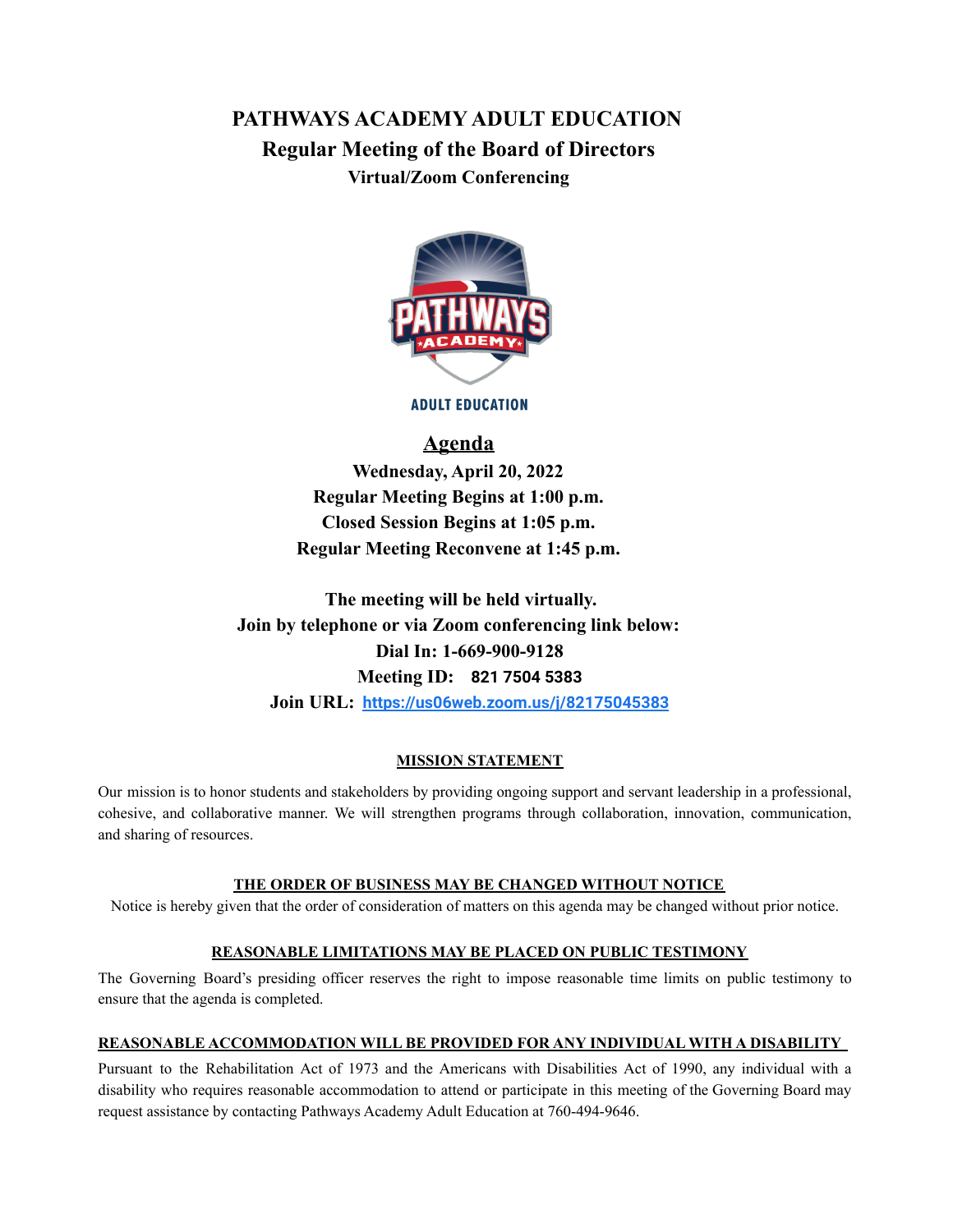# PATHWAYS ACADEMY ADULT EDUCATION

## Regular Meeting of the Board of Directors

### Virtual/Zoom Conferencing

ADULT EDUCATION

## Agenda

**Wednesday, April 20, 2022**
**Regular Meeting Begins at 1:00 p.m.**
**Closed Session Begins at 1:05 p.m.**
**Regular Meeting Reconvene at 1:45 p.m.**

**The meeting will be held virtually.**
**Join by telephone or via Zoom conferencing link below:**
**Dial In: 1-669-900-9128**
**Meeting ID: 821 7504 5383**
**Join URL: https://us06web.zoom.us/j/82175045383**

### MISSION STATEMENT

Our mission is to honor students and stakeholders by providing ongoing support and servant leadership in a professional, cohesive, and collaborative manner. We will strengthen programs through collaboration, innovation, communication, and sharing of resources.

### THE ORDER OF BUSINESS MAY BE CHANGED WITHOUT NOTICE

Notice is hereby given that the order of consideration of matters on this agenda may be changed without prior notice.

### REASONABLE LIMITATIONS MAY BE PLACED ON PUBLIC TESTIMONY

The Governing Board's presiding officer reserves the right to impose reasonable time limits on public testimony to ensure that the agenda is completed.

### REASONABLE ACCOMMODATION WILL BE PROVIDED FOR ANY INDIVIDUAL WITH A DISABILITY

Pursuant to the Rehabilitation Act of 1973 and the Americans with Disabilities Act of 1990, any individual with a disability who requires reasonable accommodation to attend or participate in this meeting of the Governing Board may request assistance by contacting Pathways Academy Adult Education at 760-494-9646.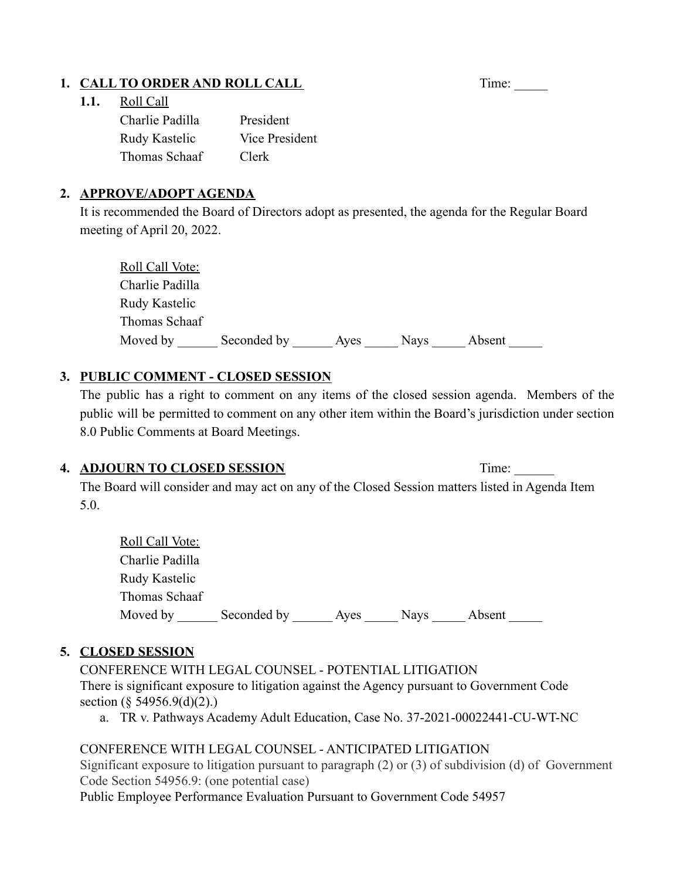1. **CALL TO ORDER AND ROLL CALL** Time: _____

   **1.1.** Roll Call

   Charlie Padilla President
   Rudy Kastelic Vice President
   Thomas Schaaf Clerk

2. **APPROVE/ADOPT AGENDA**

   It is recommended the Board of Directors adopt as presented, the agenda for the Regular Board meeting of April 20, 2022.

   Roll Call Vote:
   Charlie Padilla
   Rudy Kastelic
   Thomas Schaaf
   Moved by ______ Seconded by ______ Ayes _____ Nays _____ Absent _____

3. **PUBLIC COMMENT - CLOSED SESSION**

   The public has a right to comment on any items of the closed session agenda. Members of the public will be permitted to comment on any other item within the Board's jurisdiction under section 8.0 Public Comments at Board Meetings.

4. **ADJOURN TO CLOSED SESSION** Time: ______

   The Board will consider and may act on any of the Closed Session matters listed in Agenda Item 5.0.

   Roll Call Vote:
   Charlie Padilla
   Rudy Kastelic
   Thomas Schaaf
   Moved by ______ Seconded by ______ Ayes _____ Nays _____ Absent _____

5. **CLOSED SESSION**

   CONFERENCE WITH LEGAL COUNSEL - POTENTIAL LITIGATION
   There is significant exposure to litigation against the Agency pursuant to Government Code section (§ 54956.9(d)(2).)

   a. TR v. Pathways Academy Adult Education, Case No. 37-2021-00022441-CU-WT-NC

   CONFERENCE WITH LEGAL COUNSEL - ANTICIPATED LITIGATION
   Significant exposure to litigation pursuant to paragraph (2) or (3) of subdivision (d) of Government Code Section 54956.9: (one potential case)
   Public Employee Performance Evaluation Pursuant to Government Code 54957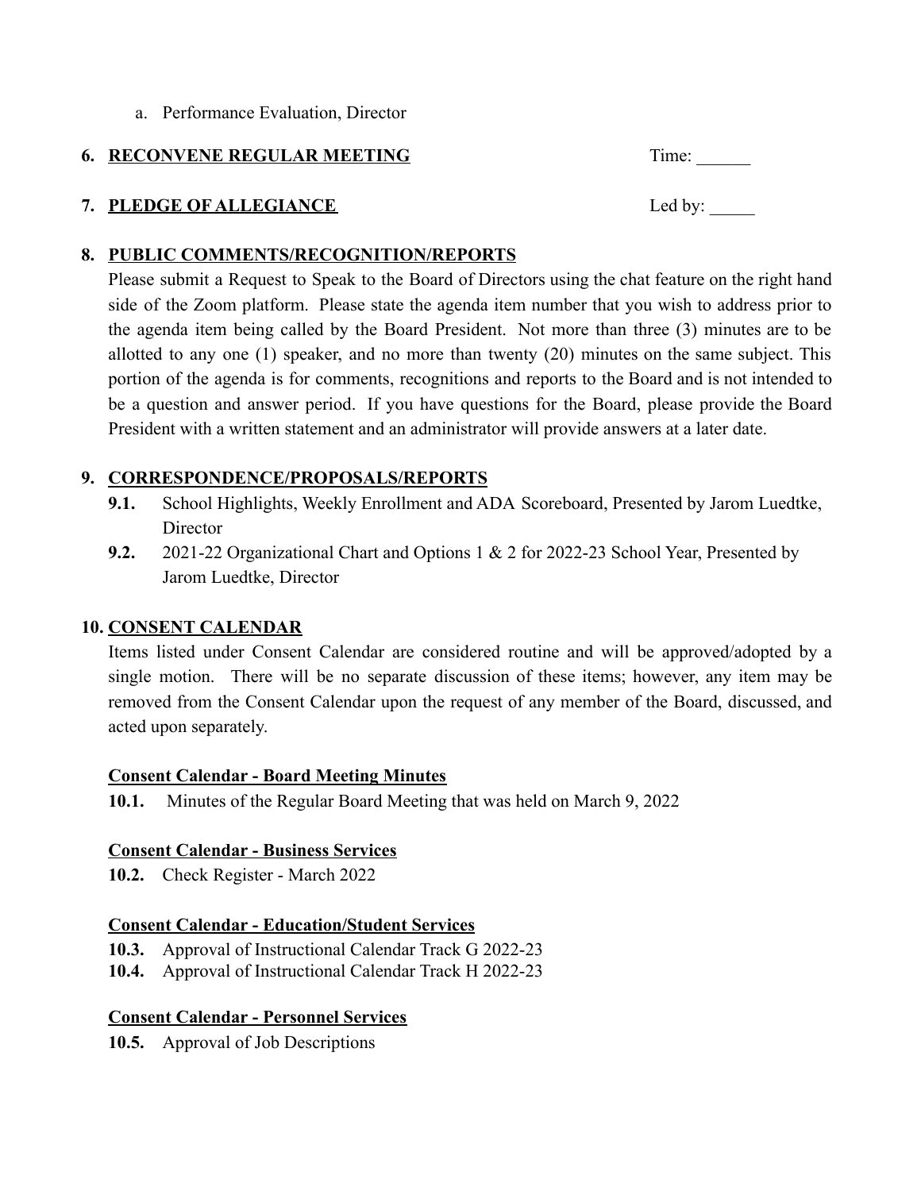a. Performance Evaluation, Director

**6. RECONVENE REGULAR MEETING** Time: ______

**7. PLEDGE OF ALLEGIANCE** Led by: _____

**8. PUBLIC COMMENTS/RECOGNITION/REPORTS**

Please submit a Request to Speak to the Board of Directors using the chat feature on the right hand side of the Zoom platform. Please state the agenda item number that you wish to address prior to the agenda item being called by the Board President. Not more than three (3) minutes are to be allotted to any one (1) speaker, and no more than twenty (20) minutes on the same subject. This portion of the agenda is for comments, recognitions and reports to the Board and is not intended to be a question and answer period. If you have questions for the Board, please provide the Board President with a written statement and an administrator will provide answers at a later date.

**9. CORRESPONDENCE/PROPOSALS/REPORTS**

**9.1.** School Highlights, Weekly Enrollment and ADA Scoreboard, Presented by Jarom Luedtke, Director

**9.2.** 2021-22 Organizational Chart and Options 1 & 2 for 2022-23 School Year, Presented by Jarom Luedtke, Director

**10. CONSENT CALENDAR**

Items listed under Consent Calendar are considered routine and will be approved/adopted by a single motion. There will be no separate discussion of these items; however, any item may be removed from the Consent Calendar upon the request of any member of the Board, discussed, and acted upon separately.

**Consent Calendar - Board Meeting Minutes**

**10.1.** Minutes of the Regular Board Meeting that was held on March 9, 2022

**Consent Calendar - Business Services**

**10.2.** Check Register - March 2022

**Consent Calendar - Education/Student Services**

**10.3.** Approval of Instructional Calendar Track G 2022-23

**10.4.** Approval of Instructional Calendar Track H 2022-23

**Consent Calendar - Personnel Services**

**10.5.** Approval of Job Descriptions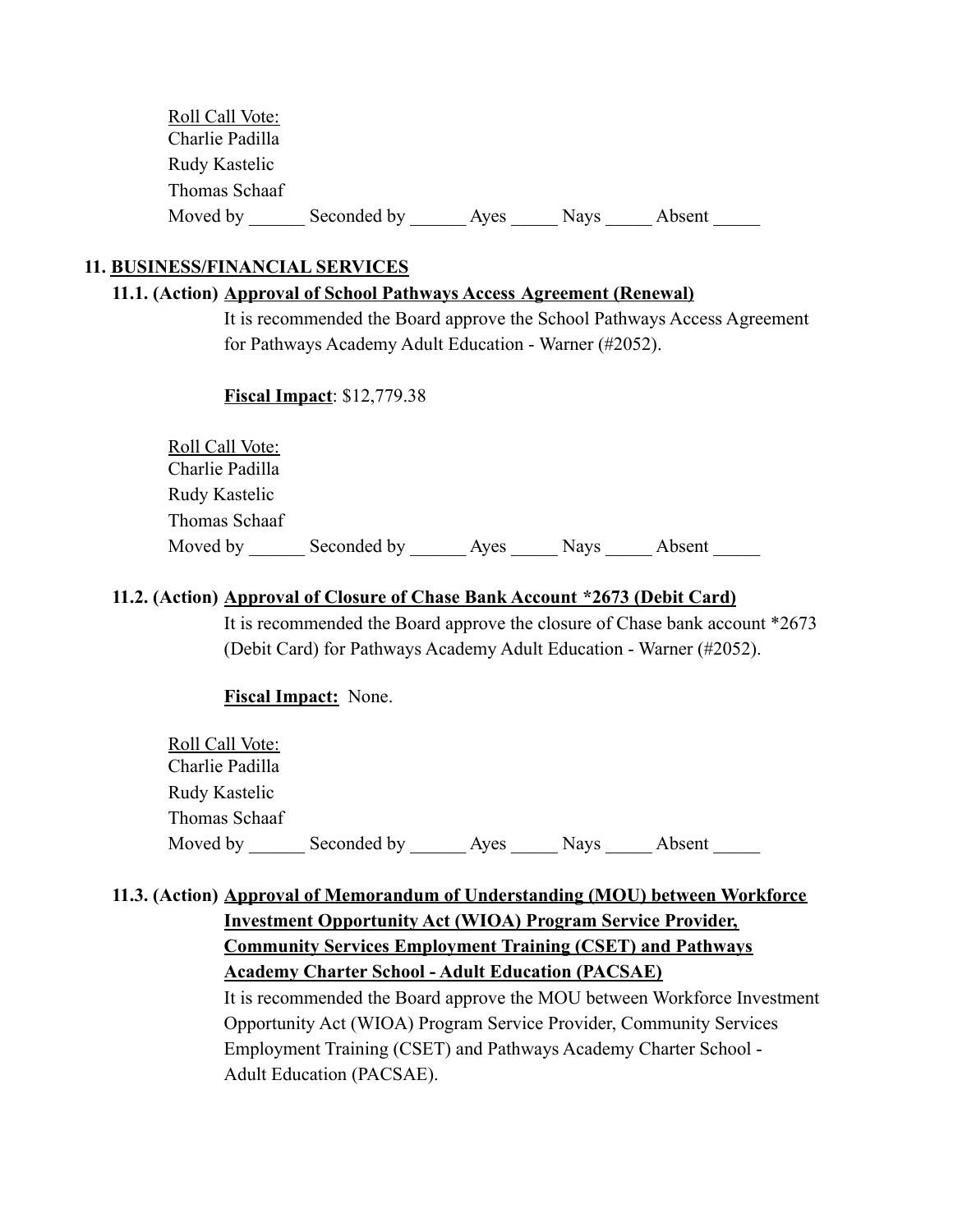Roll Call Vote:
Charlie Padilla
Rudy Kastelic
Thomas Schaaf
Moved by ______ Seconded by ______ Ayes _____ Nays _____ Absent _____

## 11. BUSINESS/FINANCIAL SERVICES

### 11.1. (Action) Approval of School Pathways Access Agreement (Renewal)

It is recommended the Board approve the School Pathways Access Agreement for Pathways Academy Adult Education - Warner (#2052).

**Fiscal Impact**: $12,779.38

Roll Call Vote:
Charlie Padilla
Rudy Kastelic
Thomas Schaaf
Moved by ______ Seconded by ______ Ayes _____ Nays _____ Absent _____

### 11.2. (Action) Approval of Closure of Chase Bank Account *2673 (Debit Card)

It is recommended the Board approve the closure of Chase bank account *2673 (Debit Card) for Pathways Academy Adult Education - Warner (#2052).

**Fiscal Impact:** None.

Roll Call Vote:
Charlie Padilla
Rudy Kastelic
Thomas Schaaf
Moved by ______ Seconded by ______ Ayes _____ Nays _____ Absent _____

### 11.3. (Action) Approval of Memorandum of Understanding (MOU) between Workforce Investment Opportunity Act (WIOA) Program Service Provider, Community Services Employment Training (CSET) and Pathways Academy Charter School - Adult Education (PACSAE)

It is recommended the Board approve the MOU between Workforce Investment Opportunity Act (WIOA) Program Service Provider, Community Services Employment Training (CSET) and Pathways Academy Charter School - Adult Education (PACSAE).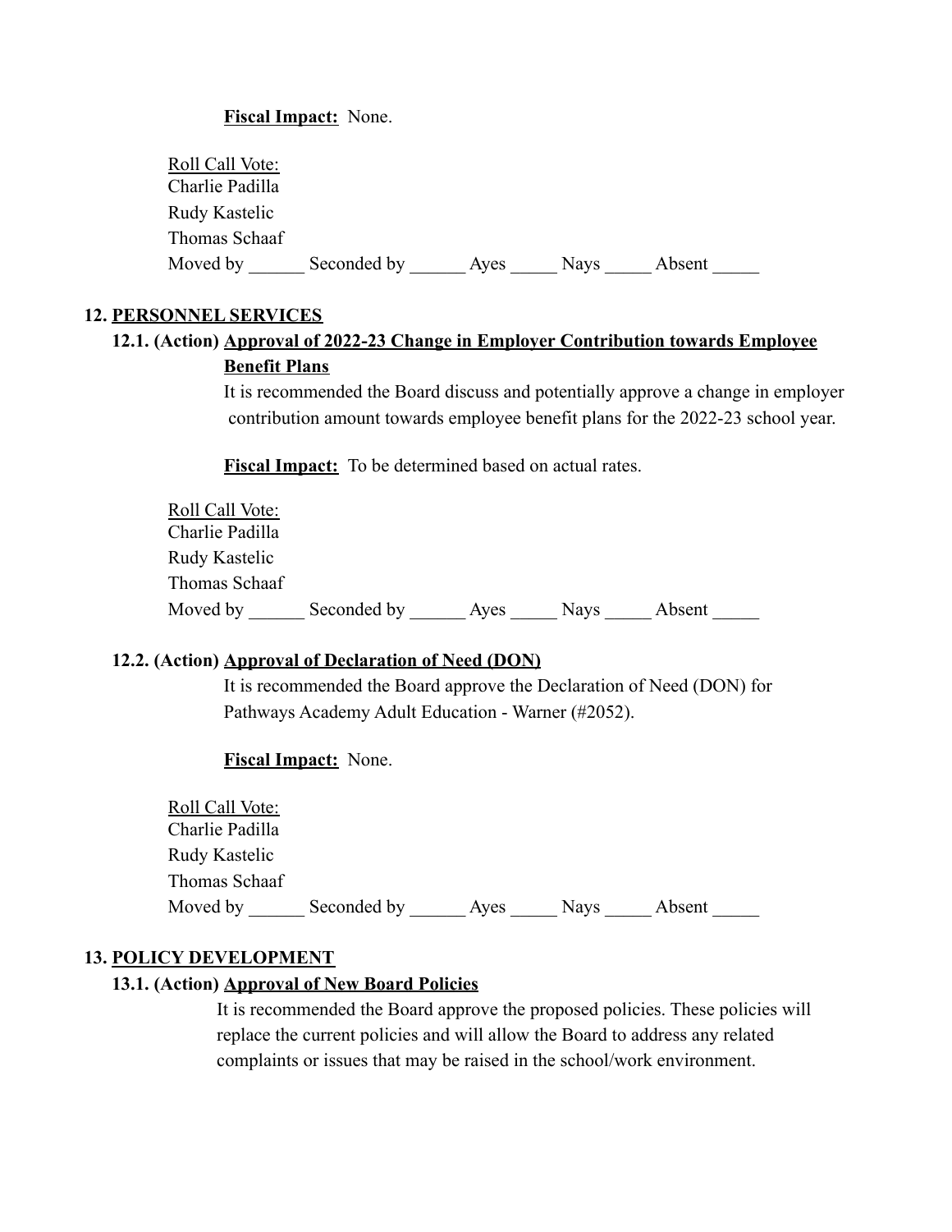**Fiscal Impact:** None.

Roll Call Vote:
Charlie Padilla
Rudy Kastelic
Thomas Schaaf
Moved by ______ Seconded by ______ Ayes _____ Nays _____ Absent _____

**12. PERSONNEL SERVICES**

**12.1. (Action) Approval of 2022-23 Change in Employer Contribution towards Employee Benefit Plans**

It is recommended the Board discuss and potentially approve a change in employer contribution amount towards employee benefit plans for the 2022-23 school year.

**Fiscal Impact:** To be determined based on actual rates.

Roll Call Vote:
Charlie Padilla
Rudy Kastelic
Thomas Schaaf
Moved by ______ Seconded by ______ Ayes _____ Nays _____ Absent _____

**12.2. (Action) Approval of Declaration of Need (DON)**

It is recommended the Board approve the Declaration of Need (DON) for Pathways Academy Adult Education - Warner (#2052).

**Fiscal Impact:** None.

Roll Call Vote:
Charlie Padilla
Rudy Kastelic
Thomas Schaaf
Moved by ______ Seconded by ______ Ayes _____ Nays _____ Absent _____

**13. POLICY DEVELOPMENT**

**13.1. (Action) Approval of New Board Policies**

It is recommended the Board approve the proposed policies. These policies will replace the current policies and will allow the Board to address any related complaints or issues that may be raised in the school/work environment.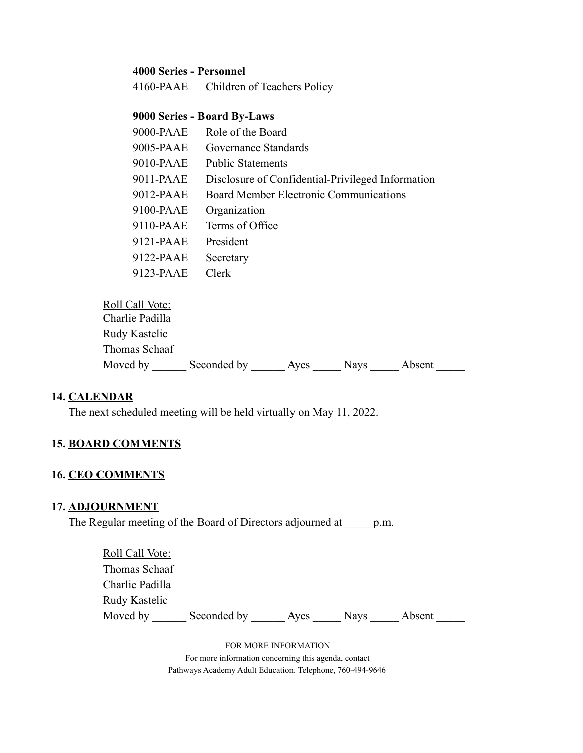**4000 Series - Personnel**

4160-PAAE Children of Teachers Policy

**9000 Series - Board By-Laws**

9000-PAAE Role of the Board
9005-PAAE Governance Standards
9010-PAAE Public Statements
9011-PAAE Disclosure of Confidential-Privileged Information
9012-PAAE Board Member Electronic Communications
9100-PAAE Organization
9110-PAAE Terms of Office
9121-PAAE President
9122-PAAE Secretary
9123-PAAE Clerk

Roll Call Vote:
Charlie Padilla
Rudy Kastelic
Thomas Schaaf
Moved by ______ Seconded by ______ Ayes _____ Nays _____ Absent _____

**14. CALENDAR**

The next scheduled meeting will be held virtually on May 11, 2022.

**15. BOARD COMMENTS**

**16. CEO COMMENTS**

**17. ADJOURNMENT**

The Regular meeting of the Board of Directors adjourned at _____p.m.

Roll Call Vote:
Thomas Schaaf
Charlie Padilla
Rudy Kastelic
Moved by ______ Seconded by ______ Ayes _____ Nays _____ Absent _____

FOR MORE INFORMATION
For more information concerning this agenda, contact
Pathways Academy Adult Education. Telephone, 760-494-9646